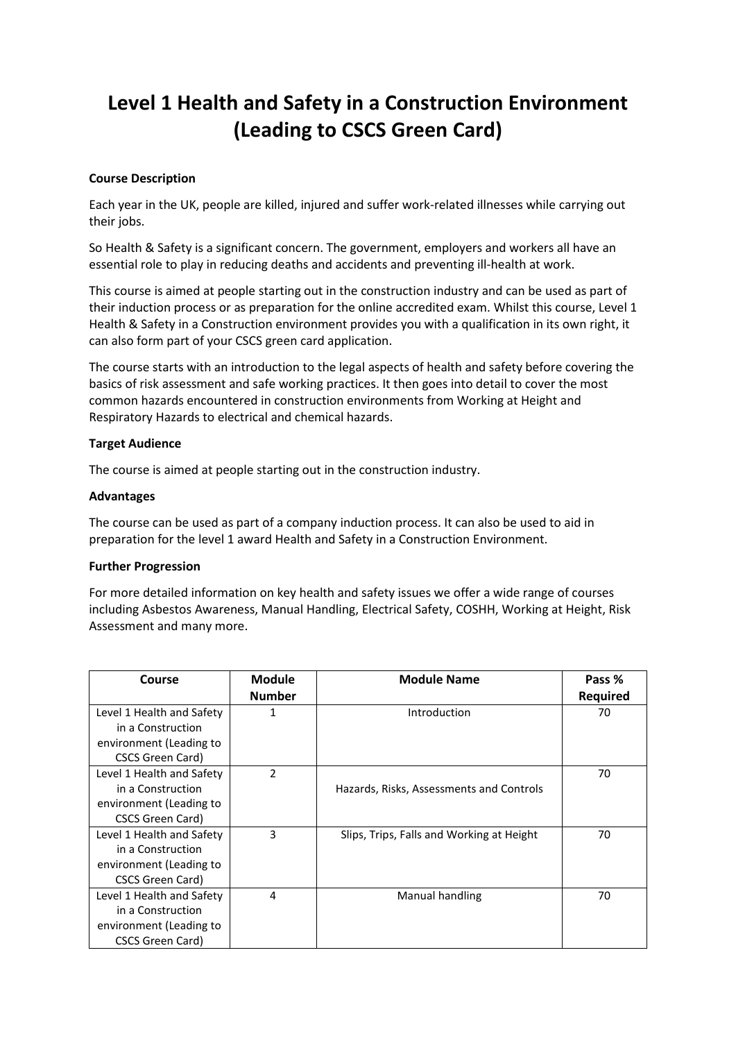# Level 1 Health and Safety in a Construction Environment (Leading to CSCS Green Card)

**Course Description**

Each year in the UK, people are killed, injured and suffer work-related illnesses while carrying out their jobs.

So Health & Safety is a significant concern. The government, employers and workers all have an essential role to play in reducing deaths and accidents and preventing ill-health at work.

This course is aimed at people starting out in the construction industry and can be used as part of their induction process or as preparation for the online accredited exam. Whilst this course, Level 1 Health & Safety in a Construction environment provides you with a qualification in its own right, it can also form part of your CSCS green card application.

The course starts with an introduction to the legal aspects of health and safety before covering the basics of risk assessment and safe working practices. It then goes into detail to cover the most common hazards encountered in construction environments from Working at Height and Respiratory Hazards to electrical and chemical hazards.

**Target Audience**

The course is aimed at people starting out in the construction industry.

**Advantages**

The course can be used as part of a company induction process. It can also be used to aid in preparation for the level 1 award Health and Safety in a Construction Environment.

**Further Progression**

For more detailed information on key health and safety issues we offer a wide range of courses including Asbestos Awareness, Manual Handling, Electrical Safety, COSHH, Working at Height, Risk Assessment and many more.

| Course | Module Number | Module Name | Pass % Required |
|---|---|---|---|
| Level 1 Health and Safety in a Construction environment (Leading to CSCS Green Card) | 1 | Introduction | 70 |
| Level 1 Health and Safety in a Construction environment (Leading to CSCS Green Card) | 2 | Hazards, Risks, Assessments and Controls | 70 |
| Level 1 Health and Safety in a Construction environment (Leading to CSCS Green Card) | 3 | Slips, Trips, Falls and Working at Height | 70 |
| Level 1 Health and Safety in a Construction environment (Leading to CSCS Green Card) | 4 | Manual handling | 70 |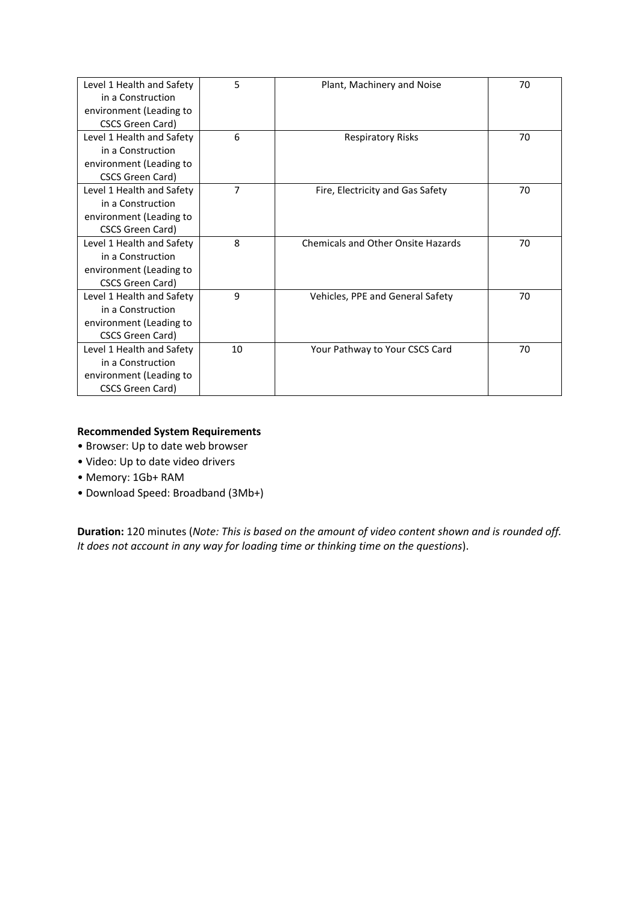| | | | |
|---|---|---|---|
| Level 1 Health and Safety in a Construction environment (Leading to CSCS Green Card) | 5 | Plant, Machinery and Noise | 70 |
| Level 1 Health and Safety in a Construction environment (Leading to CSCS Green Card) | 6 | Respiratory Risks | 70 |
| Level 1 Health and Safety in a Construction environment (Leading to CSCS Green Card) | 7 | Fire, Electricity and Gas Safety | 70 |
| Level 1 Health and Safety in a Construction environment (Leading to CSCS Green Card) | 8 | Chemicals and Other Onsite Hazards | 70 |
| Level 1 Health and Safety in a Construction environment (Leading to CSCS Green Card) | 9 | Vehicles, PPE and General Safety | 70 |
| Level 1 Health and Safety in a Construction environment (Leading to CSCS Green Card) | 10 | Your Pathway to Your CSCS Card | 70 |

**Recommended System Requirements**

- Browser: Up to date web browser
- Video: Up to date video drivers
- Memory: 1Gb+ RAM
- Download Speed: Broadband (3Mb+)

**Duration:** 120 minutes (*Note: This is based on the amount of video content shown and is rounded off. It does not account in any way for loading time or thinking time on the questions*).